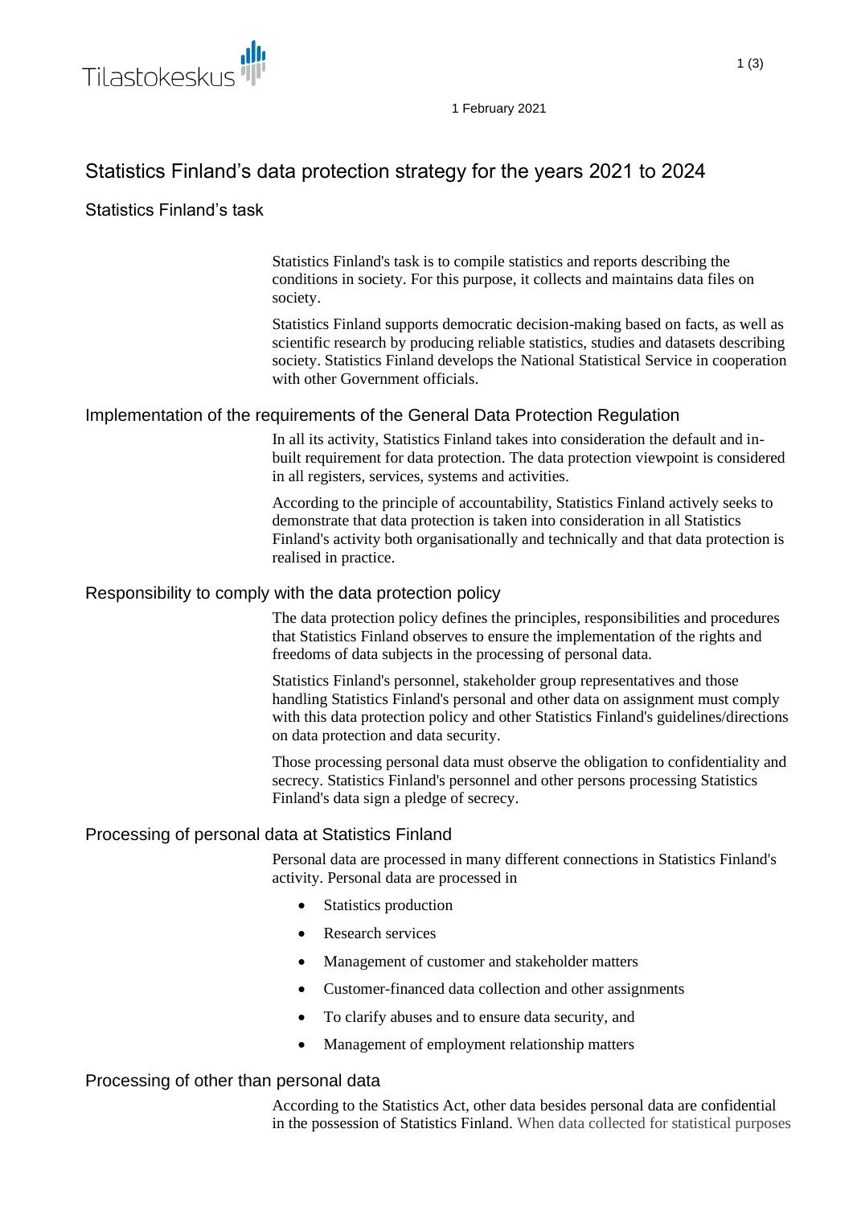1 February 2021

# Statistics Finland's data protection strategy for the years 2021 to 2024

## Statistics Finland's task

Statistics Finland's task is to compile statistics and reports describing the conditions in society. For this purpose, it collects and maintains data files on society.

Statistics Finland supports democratic decision-making based on facts, as well as scientific research by producing reliable statistics, studies and datasets describing society. Statistics Finland develops the National Statistical Service in cooperation with other Government officials.

## Implementation of the requirements of the General Data Protection Regulation

In all its activity, Statistics Finland takes into consideration the default and in-built requirement for data protection. The data protection viewpoint is considered in all registers, services, systems and activities.

According to the principle of accountability, Statistics Finland actively seeks to demonstrate that data protection is taken into consideration in all Statistics Finland's activity both organisationally and technically and that data protection is realised in practice.

## Responsibility to comply with the data protection policy

The data protection policy defines the principles, responsibilities and procedures that Statistics Finland observes to ensure the implementation of the rights and freedoms of data subjects in the processing of personal data.

Statistics Finland's personnel, stakeholder group representatives and those handling Statistics Finland's personal and other data on assignment must comply with this data protection policy and other Statistics Finland's guidelines/directions on data protection and data security.

Those processing personal data must observe the obligation to confidentiality and secrecy. Statistics Finland's personnel and other persons processing Statistics Finland's data sign a pledge of secrecy.

## Processing of personal data at Statistics Finland

Personal data are processed in many different connections in Statistics Finland's activity. Personal data are processed in

- Statistics production
- Research services
- Management of customer and stakeholder matters
- Customer-financed data collection and other assignments
- To clarify abuses and to ensure data security, and
- Management of employment relationship matters

## Processing of other than personal data

According to the Statistics Act, other data besides personal data are confidential in the possession of Statistics Finland. When data collected for statistical purposes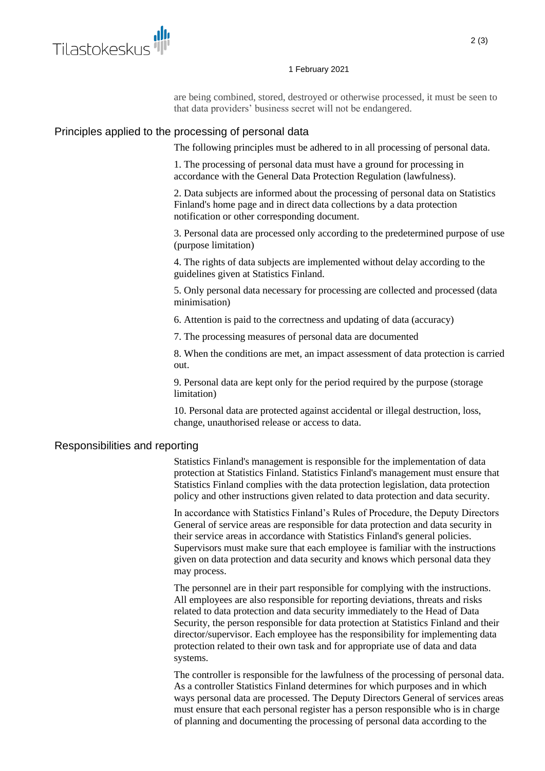are being combined, stored, destroyed or otherwise processed, it must be seen to that data providers' business secret will not be endangered.

## Principles applied to the processing of personal data

The following principles must be adhered to in all processing of personal data.

1. The processing of personal data must have a ground for processing in accordance with the General Data Protection Regulation (lawfulness).

2. Data subjects are informed about the processing of personal data on Statistics Finland's home page and in direct data collections by a data protection notification or other corresponding document.

3. Personal data are processed only according to the predetermined purpose of use (purpose limitation)

4. The rights of data subjects are implemented without delay according to the guidelines given at Statistics Finland.

5. Only personal data necessary for processing are collected and processed (data minimisation)

6. Attention is paid to the correctness and updating of data (accuracy)

7. The processing measures of personal data are documented

8. When the conditions are met, an impact assessment of data protection is carried out.

9. Personal data are kept only for the period required by the purpose (storage limitation)

10. Personal data are protected against accidental or illegal destruction, loss, change, unauthorised release or access to data.

## Responsibilities and reporting

Statistics Finland's management is responsible for the implementation of data protection at Statistics Finland. Statistics Finland's management must ensure that Statistics Finland complies with the data protection legislation, data protection policy and other instructions given related to data protection and data security.

In accordance with Statistics Finland's Rules of Procedure, the Deputy Directors General of service areas are responsible for data protection and data security in their service areas in accordance with Statistics Finland's general policies. Supervisors must make sure that each employee is familiar with the instructions given on data protection and data security and knows which personal data they may process.

The personnel are in their part responsible for complying with the instructions. All employees are also responsible for reporting deviations, threats and risks related to data protection and data security immediately to the Head of Data Security, the person responsible for data protection at Statistics Finland and their director/supervisor. Each employee has the responsibility for implementing data protection related to their own task and for appropriate use of data and data systems.

The controller is responsible for the lawfulness of the processing of personal data. As a controller Statistics Finland determines for which purposes and in which ways personal data are processed. The Deputy Directors General of services areas must ensure that each personal register has a person responsible who is in charge of planning and documenting the processing of personal data according to the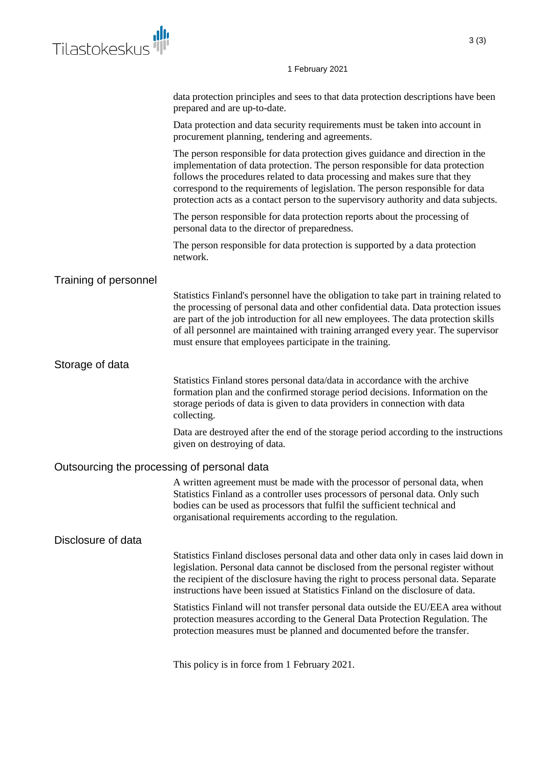data protection principles and sees to that data protection descriptions have been prepared and are up-to-date.

Data protection and data security requirements must be taken into account in procurement planning, tendering and agreements.

The person responsible for data protection gives guidance and direction in the implementation of data protection. The person responsible for data protection follows the procedures related to data processing and makes sure that they correspond to the requirements of legislation. The person responsible for data protection acts as a contact person to the supervisory authority and data subjects.

The person responsible for data protection reports about the processing of personal data to the director of preparedness.

The person responsible for data protection is supported by a data protection network.

## Training of personnel

Statistics Finland's personnel have the obligation to take part in training related to the processing of personal data and other confidential data. Data protection issues are part of the job introduction for all new employees. The data protection skills of all personnel are maintained with training arranged every year. The supervisor must ensure that employees participate in the training.

## Storage of data

Statistics Finland stores personal data/data in accordance with the archive formation plan and the confirmed storage period decisions. Information on the storage periods of data is given to data providers in connection with data collecting.

Data are destroyed after the end of the storage period according to the instructions given on destroying of data.

## Outsourcing the processing of personal data

A written agreement must be made with the processor of personal data, when Statistics Finland as a controller uses processors of personal data. Only such bodies can be used as processors that fulfil the sufficient technical and organisational requirements according to the regulation.

## Disclosure of data

Statistics Finland discloses personal data and other data only in cases laid down in legislation. Personal data cannot be disclosed from the personal register without the recipient of the disclosure having the right to process personal data. Separate instructions have been issued at Statistics Finland on the disclosure of data.

Statistics Finland will not transfer personal data outside the EU/EEA area without protection measures according to the General Data Protection Regulation. The protection measures must be planned and documented before the transfer.

This policy is in force from 1 February 2021.